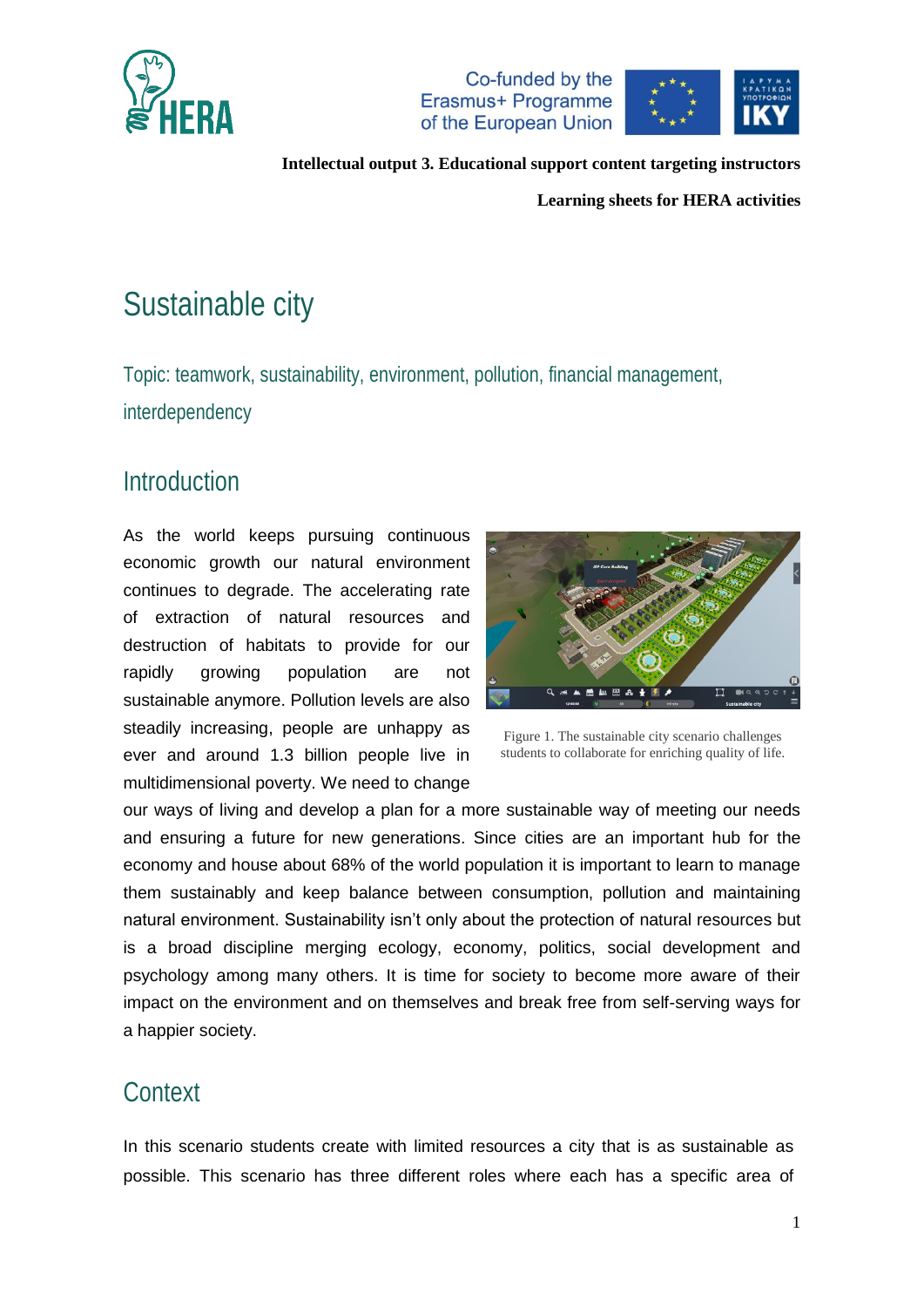Intellectual output 3. Educational support content targeting instructors

Learning sheets for HERA activities

# Sustainable city

Topic: teamwork, sustainability, environment, pollution, financial management, interdependency

## Introduction

As the world keeps pursuing continuous economic growth our natural environment continues to degrade. The accelerating rate of extraction of natural resources and destruction of habitats to provide for our rapidly growing population are not sustainable anymore. Pollution levels are also steadily increasing, people are unhappy as ever and around 1.3 billion people live in multidimensional poverty. We need to change our ways of living and develop a plan for a more sustainable way of meeting our needs and ensuring a future for new generations. Since cities are an important hub for the economy and house about 68% of the world population it is important to learn to manage them sustainably and keep balance between consumption, pollution and maintaining natural environment. Sustainability isn't only about the protection of natural resources but is a broad discipline merging ecology, economy, politics, social development and psychology among many others. It is time for society to become more aware of their impact on the environment and on themselves and break free from self-serving ways for a happier society.

Figure 1. The sustainable city scenario challenges students to collaborate for enriching quality of life.

## Context

In this scenario students create with limited resources a city that is as sustainable as possible. This scenario has three different roles where each has a specific area of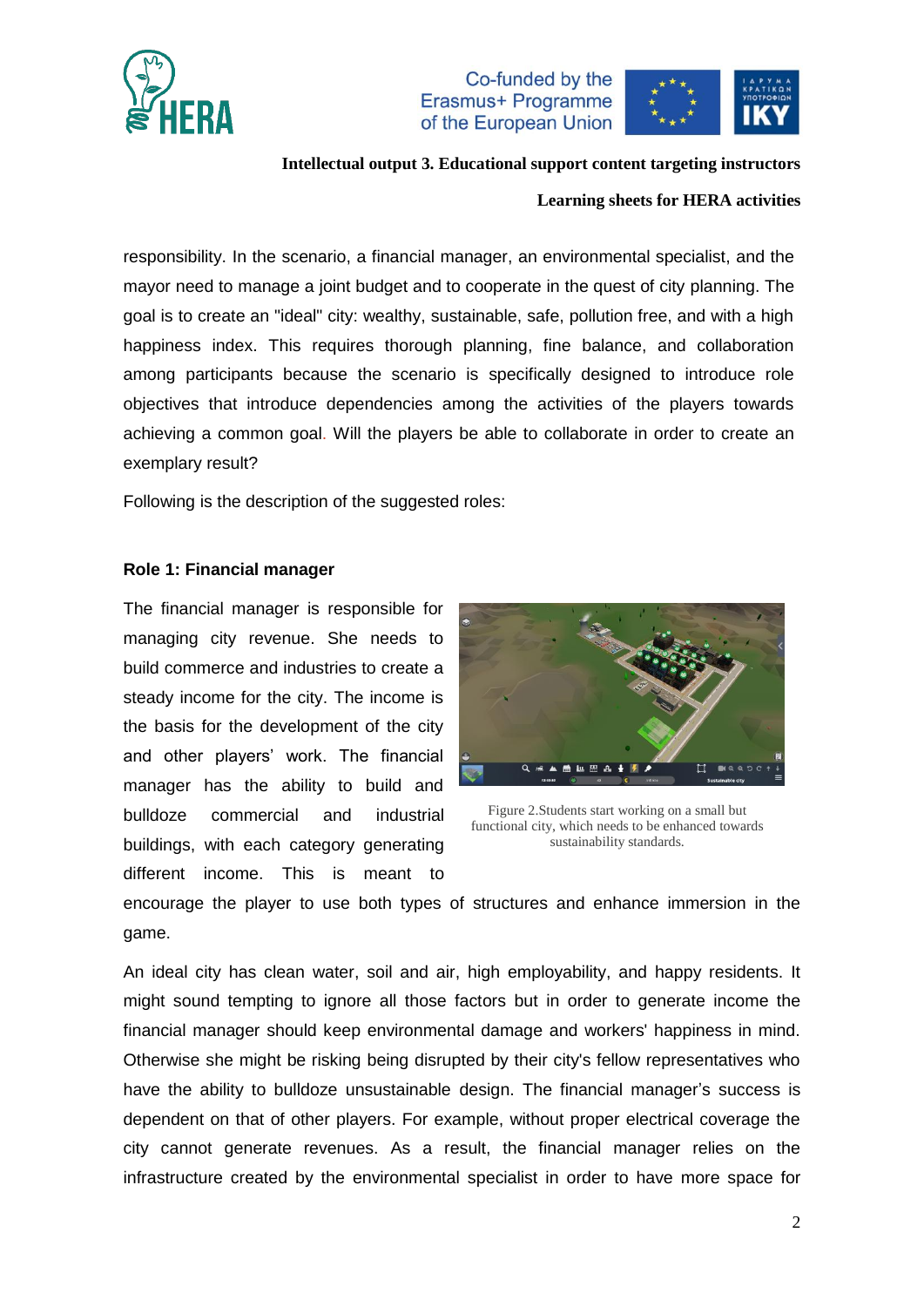responsibility. In the scenario, a financial manager, an environmental specialist, and the mayor need to manage a joint budget and to cooperate in the quest of city planning. The goal is to create an "ideal" city: wealthy, sustainable, safe, pollution free, and with a high happiness index. This requires thorough planning, fine balance, and collaboration among participants because the scenario is specifically designed to introduce role objectives that introduce dependencies among the activities of the players towards achieving a common goal. Will the players be able to collaborate in order to create an exemplary result?

Following is the description of the suggested roles:

**Role 1: Financial manager**

The financial manager is responsible for managing city revenue. She needs to build commerce and industries to create a steady income for the city. The income is the basis for the development of the city and other players' work. The financial manager has the ability to build and bulldoze commercial and industrial buildings, with each category generating different income. This is meant to encourage the player to use both types of structures and enhance immersion in the game.

Figure 2.Students start working on a small but functional city, which needs to be enhanced towards sustainability standards.

An ideal city has clean water, soil and air, high employability, and happy residents. It might sound tempting to ignore all those factors but in order to generate income the financial manager should keep environmental damage and workers' happiness in mind. Otherwise she might be risking being disrupted by their city's fellow representatives who have the ability to bulldoze unsustainable design. The financial manager's success is dependent on that of other players. For example, without proper electrical coverage the city cannot generate revenues. As a result, the financial manager relies on the infrastructure created by the environmental specialist in order to have more space for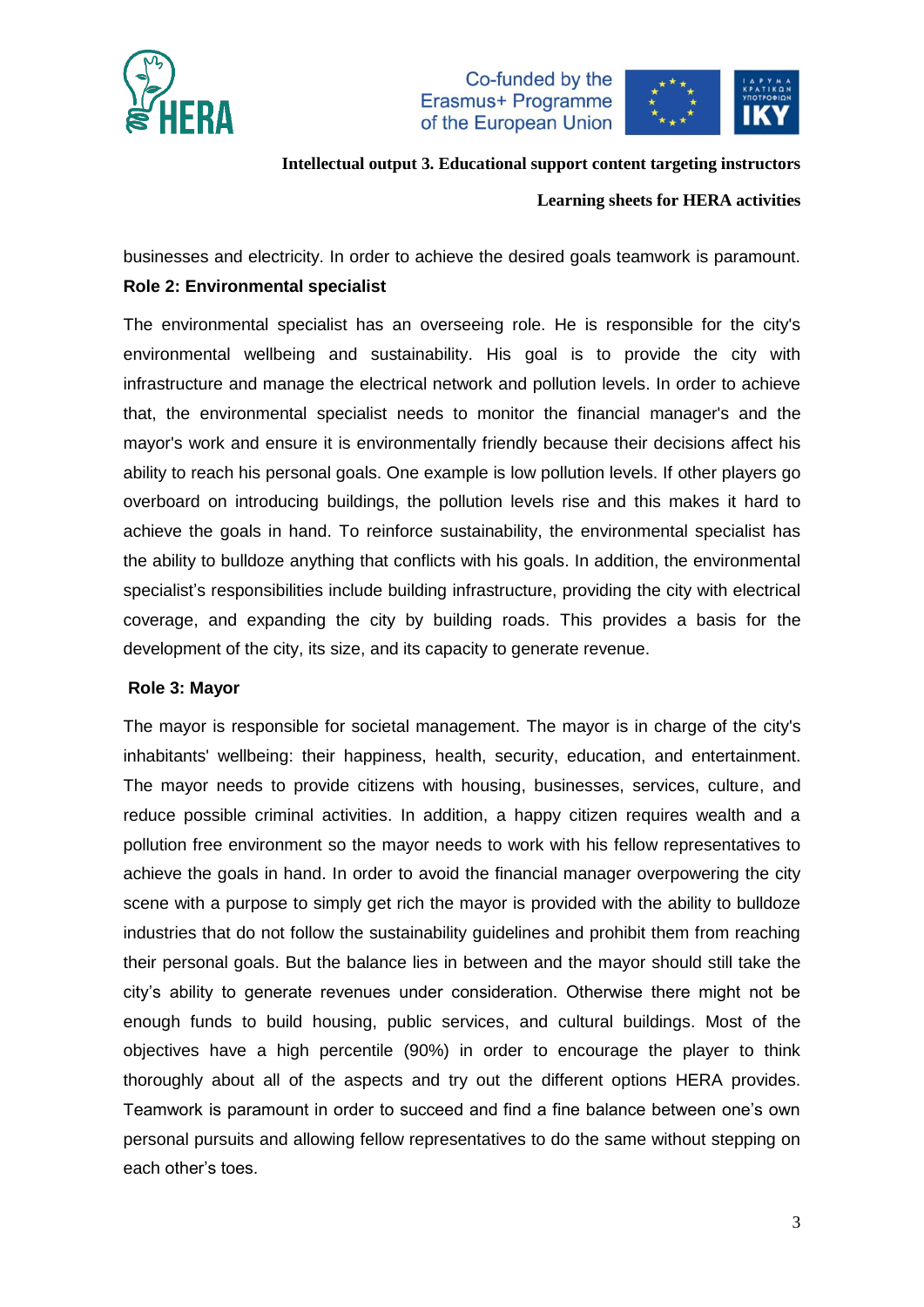businesses and electricity. In order to achieve the desired goals teamwork is paramount.

**Role 2: Environmental specialist**

The environmental specialist has an overseeing role. He is responsible for the city's environmental wellbeing and sustainability. His goal is to provide the city with infrastructure and manage the electrical network and pollution levels. In order to achieve that, the environmental specialist needs to monitor the financial manager's and the mayor's work and ensure it is environmentally friendly because their decisions affect his ability to reach his personal goals. One example is low pollution levels. If other players go overboard on introducing buildings, the pollution levels rise and this makes it hard to achieve the goals in hand. To reinforce sustainability, the environmental specialist has the ability to bulldoze anything that conflicts with his goals. In addition, the environmental specialist's responsibilities include building infrastructure, providing the city with electrical coverage, and expanding the city by building roads. This provides a basis for the development of the city, its size, and its capacity to generate revenue.

**Role 3: Mayor**

The mayor is responsible for societal management. The mayor is in charge of the city's inhabitants' wellbeing: their happiness, health, security, education, and entertainment. The mayor needs to provide citizens with housing, businesses, services, culture, and reduce possible criminal activities. In addition, a happy citizen requires wealth and a pollution free environment so the mayor needs to work with his fellow representatives to achieve the goals in hand. In order to avoid the financial manager overpowering the city scene with a purpose to simply get rich the mayor is provided with the ability to bulldoze industries that do not follow the sustainability guidelines and prohibit them from reaching their personal goals. But the balance lies in between and the mayor should still take the city's ability to generate revenues under consideration. Otherwise there might not be enough funds to build housing, public services, and cultural buildings. Most of the objectives have a high percentile (90%) in order to encourage the player to think thoroughly about all of the aspects and try out the different options HERA provides. Teamwork is paramount in order to succeed and find a fine balance between one's own personal pursuits and allowing fellow representatives to do the same without stepping on each other's toes.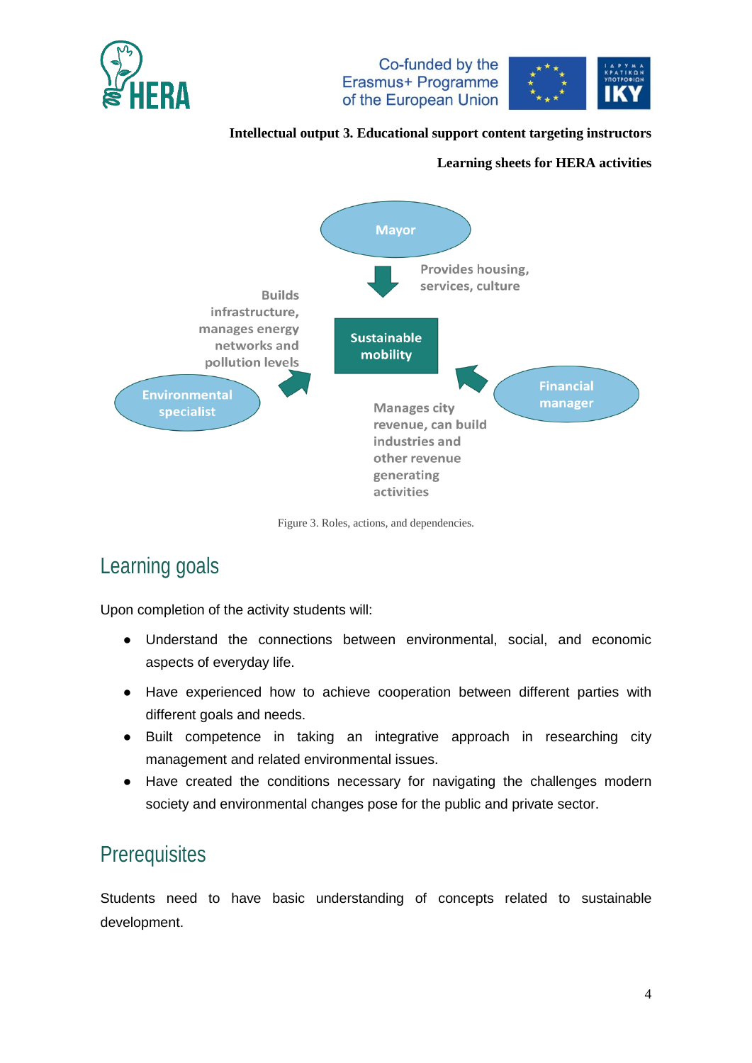Mayor

Provides housing, services, culture

Builds infrastructure, manages energy networks and pollution levels

Sustainable mobility

Environmental specialist

Financial manager

Manages city revenue, can build industries and other revenue generating activities

Figure 3. Roles, actions, and dependencies.

## Learning goals

Upon completion of the activity students will:

- Understand the connections between environmental, social, and economic aspects of everyday life.
- Have experienced how to achieve cooperation between different parties with different goals and needs.
- Built competence in taking an integrative approach in researching city management and related environmental issues.
- Have created the conditions necessary for navigating the challenges modern society and environmental changes pose for the public and private sector.

## Prerequisites

Students need to have basic understanding of concepts related to sustainable development.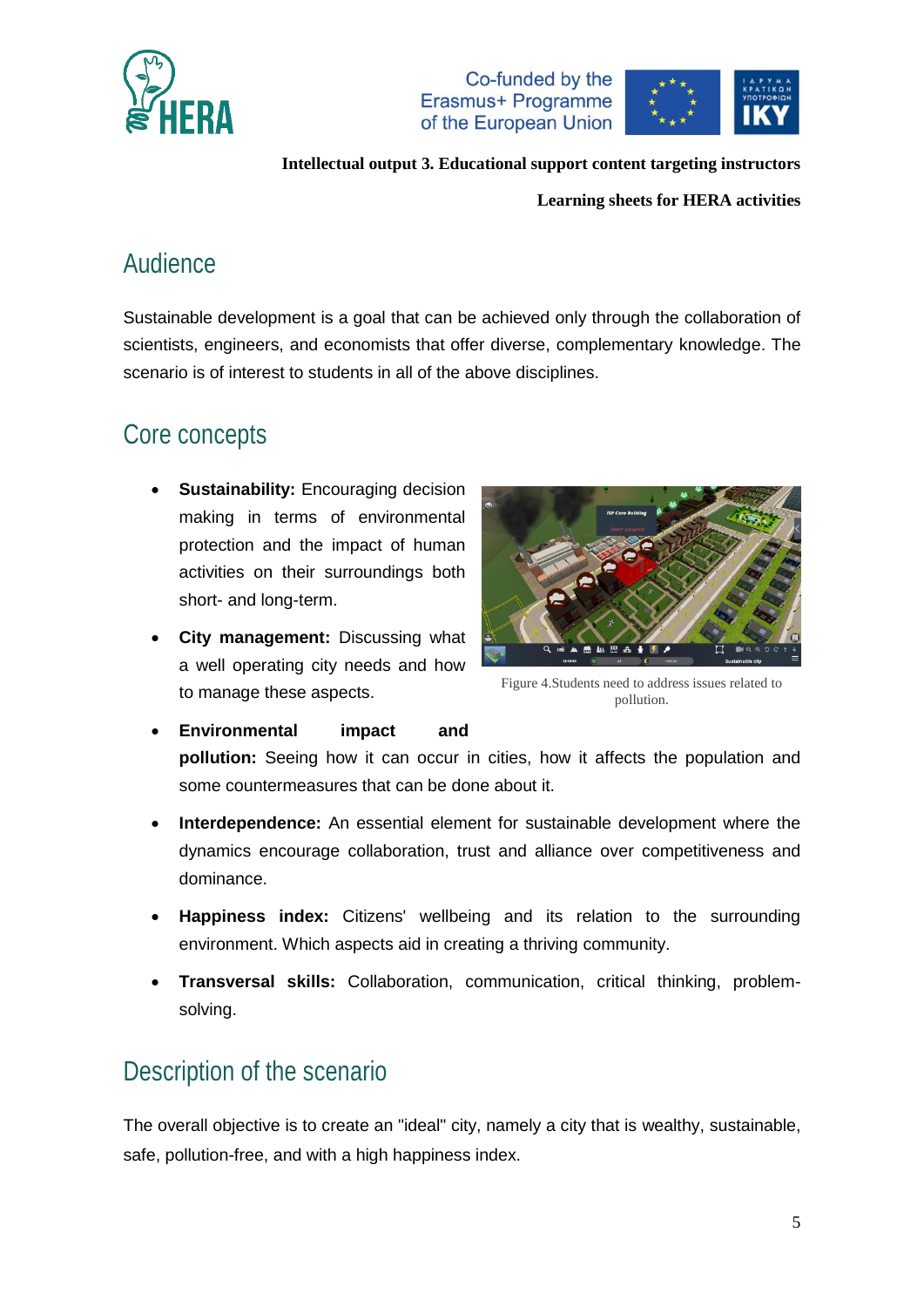Intellectual output 3. Educational support content targeting instructors

Learning sheets for HERA activities

## Audience

Sustainable development is a goal that can be achieved only through the collaboration of scientists, engineers, and economists that offer diverse, complementary knowledge. The scenario is of interest to students in all of the above disciplines.

## Core concepts

- **Sustainability:** Encouraging decision making in terms of environmental protection and the impact of human activities on their surroundings both short- and long-term.
- **City management:** Discussing what a well operating city needs and how to manage these aspects.
- **Environmental impact and pollution:** Seeing how it can occur in cities, how it affects the population and some countermeasures that can be done about it.
- **Interdependence:** An essential element for sustainable development where the dynamics encourage collaboration, trust and alliance over competitiveness and dominance.
- **Happiness index:** Citizens' wellbeing and its relation to the surrounding environment. Which aspects aid in creating a thriving community.
- **Transversal skills:** Collaboration, communication, critical thinking, problem-solving.

Figure 4.Students need to address issues related to pollution.

## Description of the scenario

The overall objective is to create an "ideal" city, namely a city that is wealthy, sustainable, safe, pollution-free, and with a high happiness index.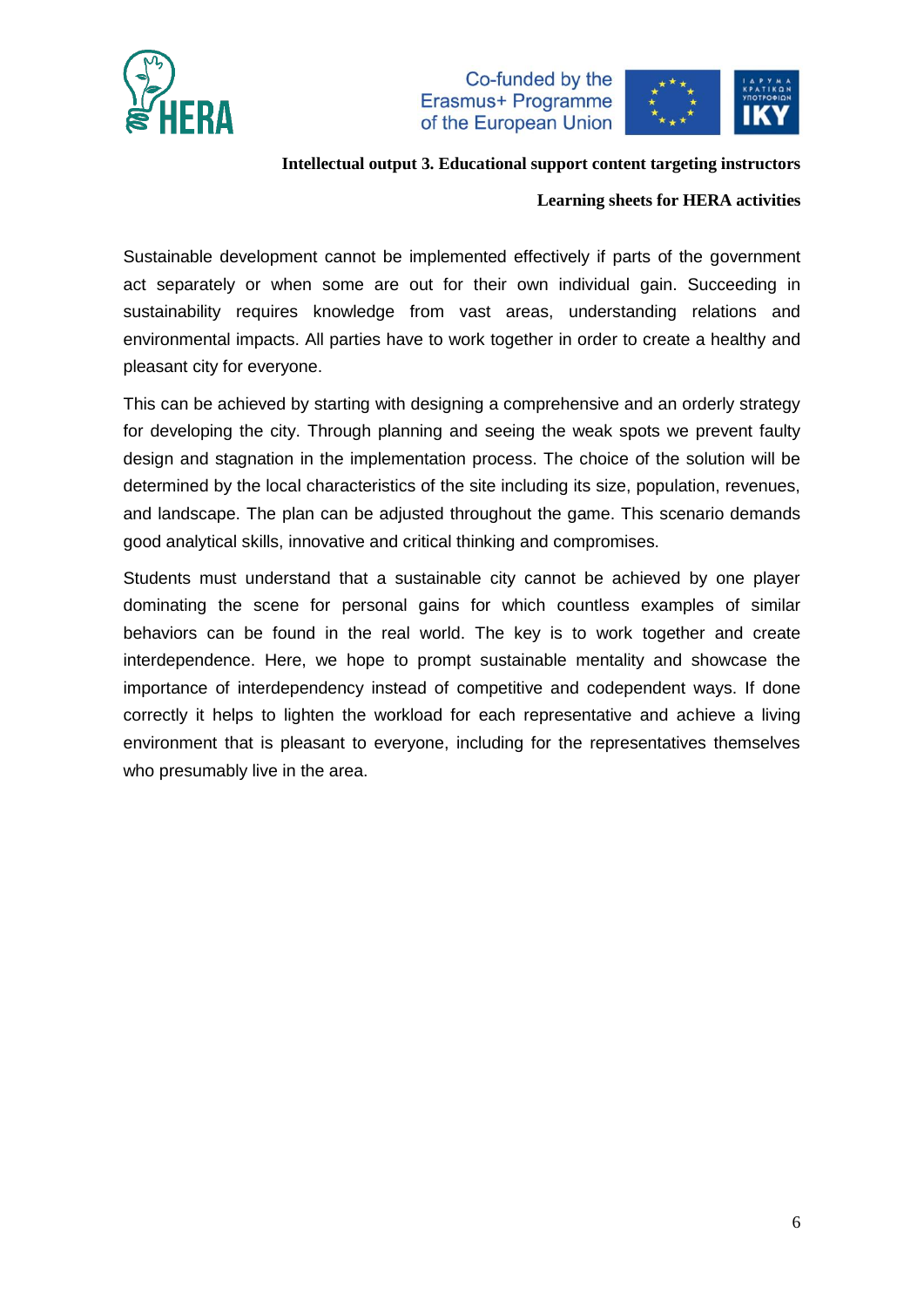Sustainable development cannot be implemented effectively if parts of the government act separately or when some are out for their own individual gain. Succeeding in sustainability requires knowledge from vast areas, understanding relations and environmental impacts. All parties have to work together in order to create a healthy and pleasant city for everyone.

This can be achieved by starting with designing a comprehensive and an orderly strategy for developing the city. Through planning and seeing the weak spots we prevent faulty design and stagnation in the implementation process. The choice of the solution will be determined by the local characteristics of the site including its size, population, revenues, and landscape. The plan can be adjusted throughout the game. This scenario demands good analytical skills, innovative and critical thinking and compromises.

Students must understand that a sustainable city cannot be achieved by one player dominating the scene for personal gains for which countless examples of similar behaviors can be found in the real world. The key is to work together and create interdependence. Here, we hope to prompt sustainable mentality and showcase the importance of interdependency instead of competitive and codependent ways. If done correctly it helps to lighten the workload for each representative and achieve a living environment that is pleasant to everyone, including for the representatives themselves who presumably live in the area.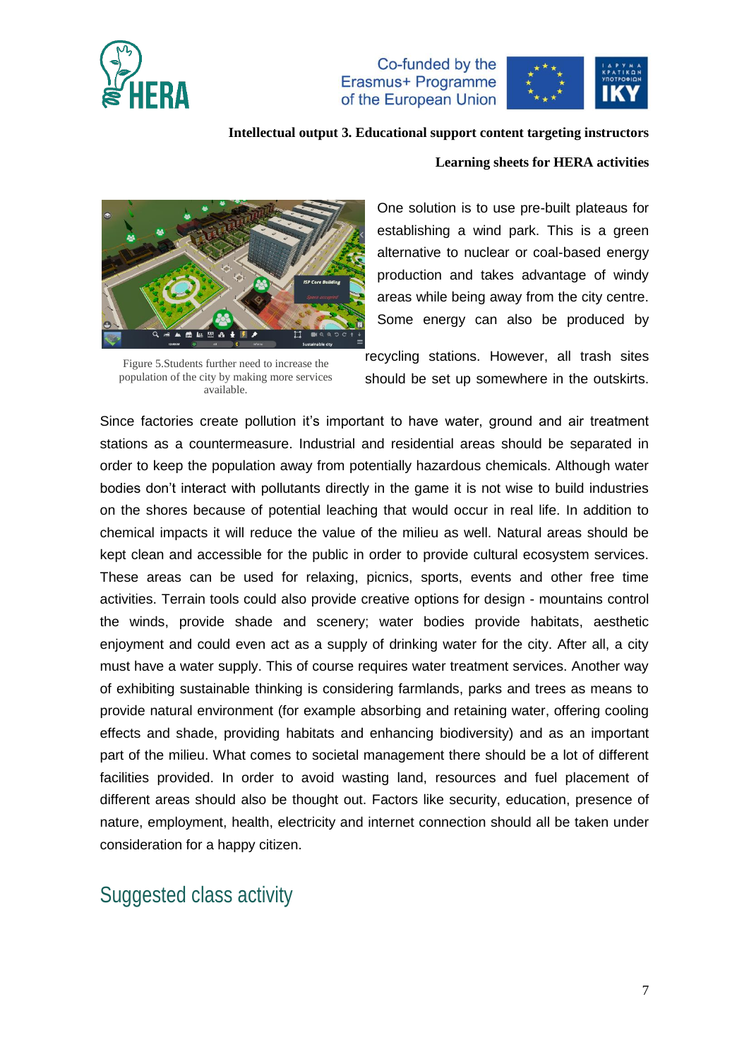One solution is to use pre-built plateaus for establishing a wind park. This is a green alternative to nuclear or coal-based energy production and takes advantage of windy areas while being away from the city centre. Some energy can also be produced by recycling stations. However, all trash sites should be set up somewhere in the outskirts.

Figure 5.Students further need to increase the population of the city by making more services available.

Since factories create pollution it's important to have water, ground and air treatment stations as a countermeasure. Industrial and residential areas should be separated in order to keep the population away from potentially hazardous chemicals. Although water bodies don't interact with pollutants directly in the game it is not wise to build industries on the shores because of potential leaching that would occur in real life. In addition to chemical impacts it will reduce the value of the milieu as well. Natural areas should be kept clean and accessible for the public in order to provide cultural ecosystem services. These areas can be used for relaxing, picnics, sports, events and other free time activities. Terrain tools could also provide creative options for design - mountains control the winds, provide shade and scenery; water bodies provide habitats, aesthetic enjoyment and could even act as a supply of drinking water for the city. After all, a city must have a water supply. This of course requires water treatment services. Another way of exhibiting sustainable thinking is considering farmlands, parks and trees as means to provide natural environment (for example absorbing and retaining water, offering cooling effects and shade, providing habitats and enhancing biodiversity) and as an important part of the milieu. What comes to societal management there should be a lot of different facilities provided. In order to avoid wasting land, resources and fuel placement of different areas should also be thought out. Factors like security, education, presence of nature, employment, health, electricity and internet connection should all be taken under consideration for a happy citizen.

## Suggested class activity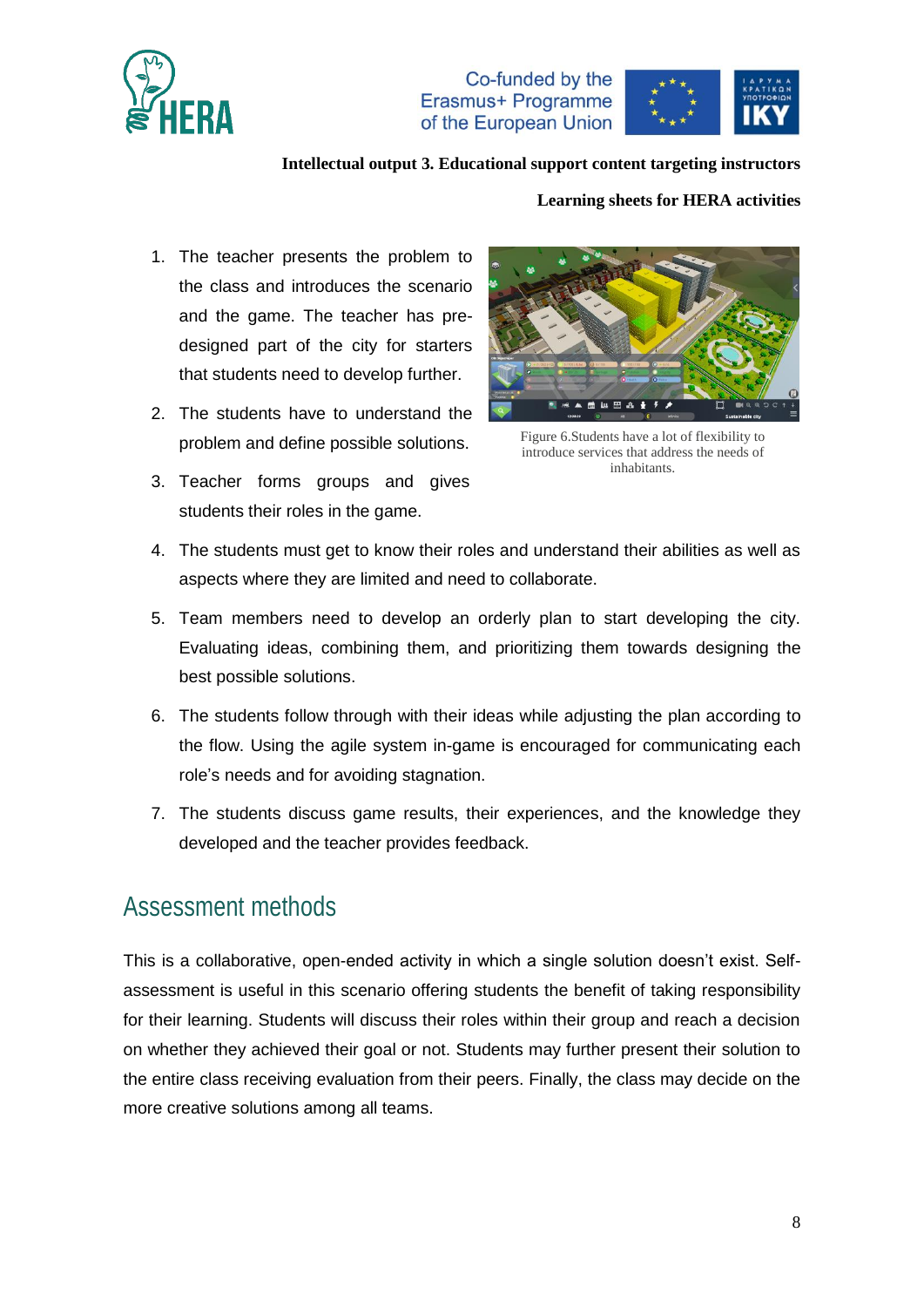1. The teacher presents the problem to the class and introduces the scenario and the game. The teacher has pre-designed part of the city for starters that students need to develop further.
2. The students have to understand the problem and define possible solutions.
3. Teacher forms groups and gives students their roles in the game.
4. The students must get to know their roles and understand their abilities as well as aspects where they are limited and need to collaborate.
5. Team members need to develop an orderly plan to start developing the city. Evaluating ideas, combining them, and prioritizing them towards designing the best possible solutions.
6. The students follow through with their ideas while adjusting the plan according to the flow. Using the agile system in-game is encouraged for communicating each role's needs and for avoiding stagnation.
7. The students discuss game results, their experiences, and the knowledge they developed and the teacher provides feedback.

Figure 6.Students have a lot of flexibility to introduce services that address the needs of inhabitants.

## Assessment methods

This is a collaborative, open-ended activity in which a single solution doesn't exist. Self-assessment is useful in this scenario offering students the benefit of taking responsibility for their learning. Students will discuss their roles within their group and reach a decision on whether they achieved their goal or not. Students may further present their solution to the entire class receiving evaluation from their peers. Finally, the class may decide on the more creative solutions among all teams.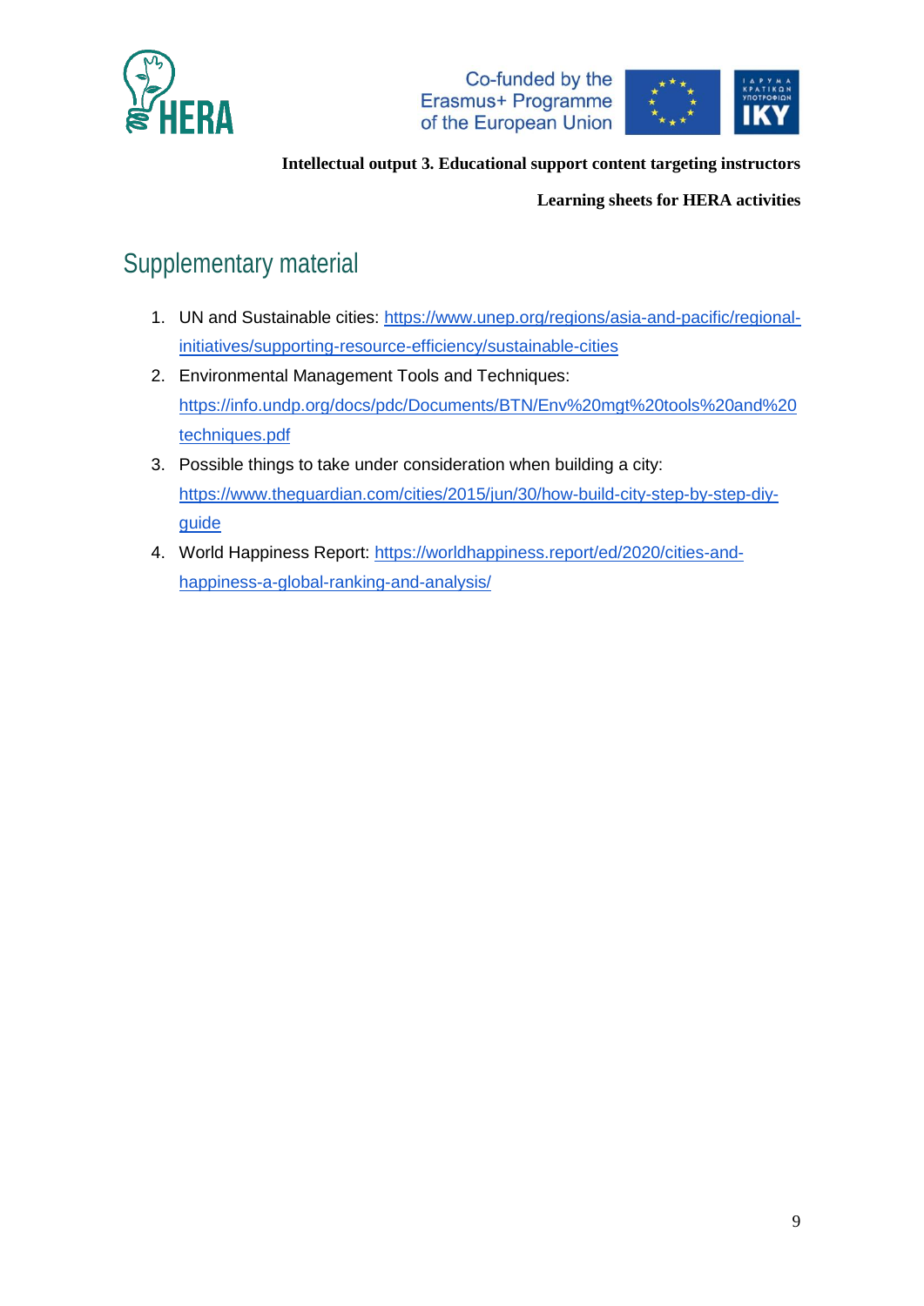## Supplementary material

1. UN and Sustainable cities: https://www.unep.org/regions/asia-and-pacific/regional-initiatives/supporting-resource-efficiency/sustainable-cities
2. Environmental Management Tools and Techniques: https://info.undp.org/docs/pdc/Documents/BTN/Env%20mgt%20tools%20and%20techniques.pdf
3. Possible things to take under consideration when building a city: https://www.theguardian.com/cities/2015/jun/30/how-build-city-step-by-step-diy-guide
4. World Happiness Report: https://worldhappiness.report/ed/2020/cities-and-happiness-a-global-ranking-and-analysis/